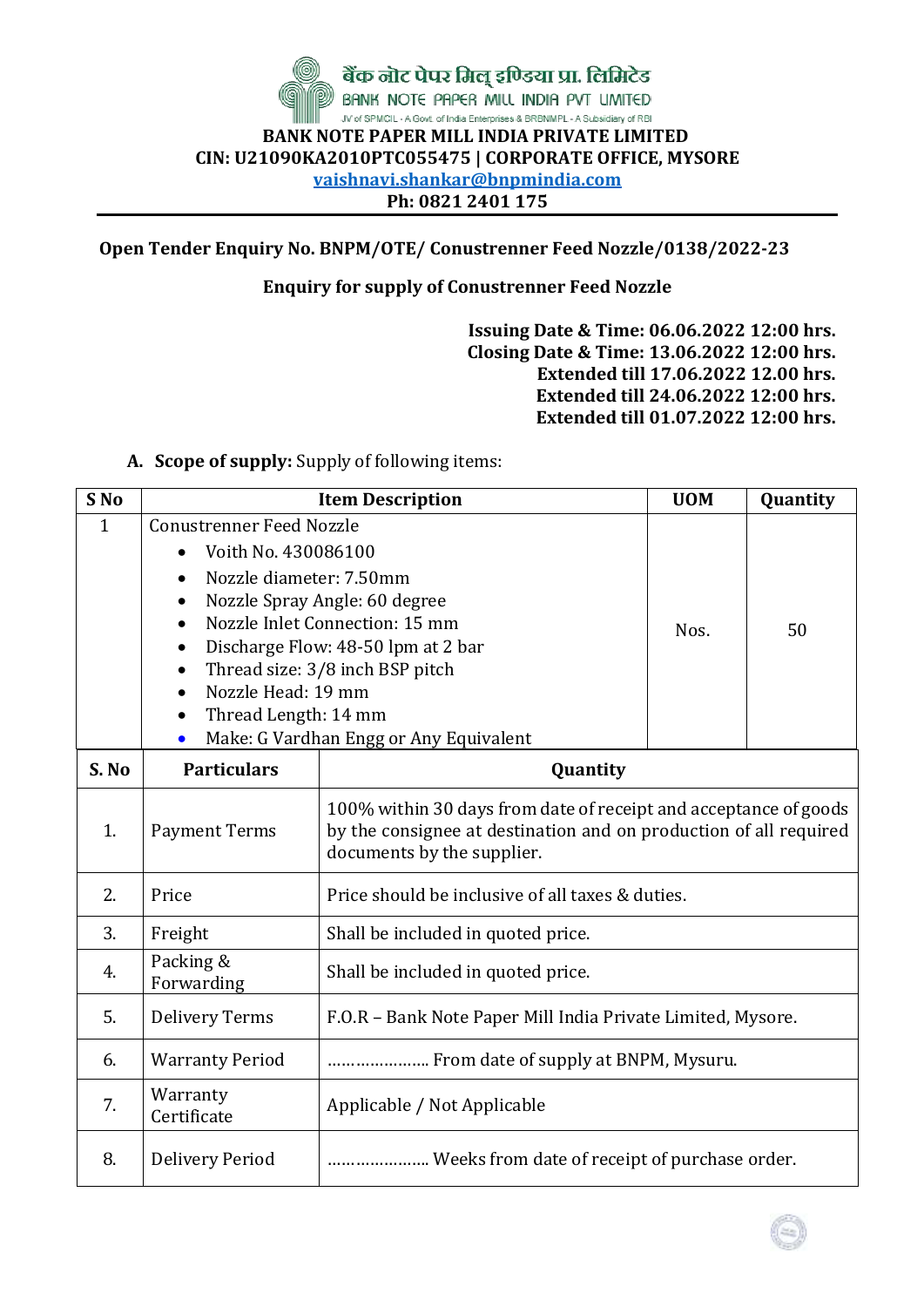बैंक नोट पेपर मिल् इण्डिया प्रा. लिमिटेड

BANK NOTE PAPER MILL INDIA PVT LIMITED

JV of SPMCIL - A Govt. of India Enterprises & BRBNMPL - A Subsidiary of RBI

**BANK NOTE PAPER MILL INDIA PRIVATE LIMITED**

**CIN: U21090KA2010PTC055475 | CORPORATE OFFICE, MYSORE**

**vaishnavi.shankar@bnpmindia.com**

**Ph: 0821 2401 175**

---

**Open Tender Enquiry No. BNPM/OTE/ Conustrenner Feed Nozzle/0138/2022-23**

**Enquiry for supply of Conustrenner Feed Nozzle**

**Issuing Date & Time: 06.06.2022 12:00 hrs.**
**Closing Date & Time: 13.06.2022 12:00 hrs.**
**Extended till 17.06.2022 12.00 hrs.**
**Extended till 24.06.2022 12:00 hrs.**
**Extended till 01.07.2022 12:00 hrs.**

A. **Scope of supply:** Supply of following items:

| S No | Item Description | UOM | Quantity |
|---|---|---|---|
| 1 | Conustrenner Feed Nozzle<br>• Voith No. 430086100<br>• Nozzle diameter: 7.50mm<br>• Nozzle Spray Angle: 60 degree<br>• Nozzle Inlet Connection: 15 mm<br>• Discharge Flow: 48-50 lpm at 2 bar<br>• Thread size: 3/8 inch BSP pitch<br>• Nozzle Head: 19 mm<br>• Thread Length: 14 mm<br>• Make: G Vardhan Engg or Any Equivalent | Nos. | 50 |

| S. No | Particulars | Quantity |
|---|---|---|
| 1. | Payment Terms | 100% within 30 days from date of receipt and acceptance of goods by the consignee at destination and on production of all required documents by the supplier. |
| 2. | Price | Price should be inclusive of all taxes & duties. |
| 3. | Freight | Shall be included in quoted price. |
| 4. | Packing & Forwarding | Shall be included in quoted price. |
| 5. | Delivery Terms | F.O.R – Bank Note Paper Mill India Private Limited, Mysore. |
| 6. | Warranty Period | ………………… From date of supply at BNPM, Mysuru. |
| 7. | Warranty Certificate | Applicable / Not Applicable |
| 8. | Delivery Period | ………………… Weeks from date of receipt of purchase order. |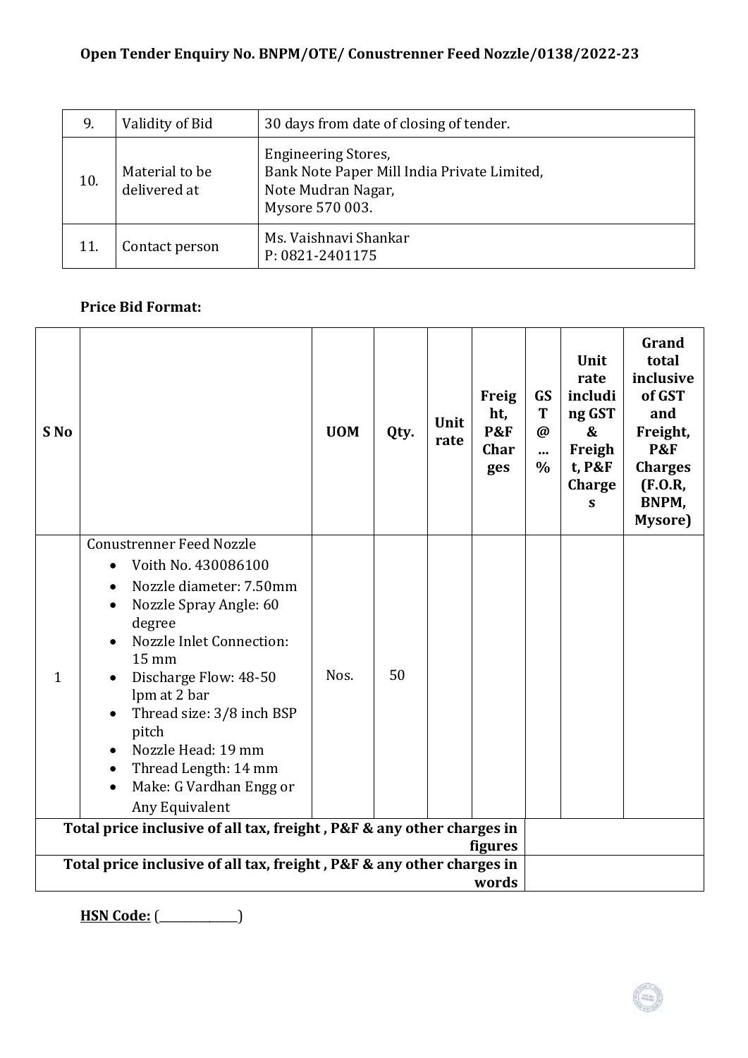**Open Tender Enquiry No. BNPM/OTE/ Conustrenner Feed Nozzle/0138/2022-23**

| | | |
|---|---|---|
| 9. | Validity of Bid | 30 days from date of closing of tender. |
| 10. | Material to be delivered at | Engineering Stores,<br>Bank Note Paper Mill India Private Limited,<br>Note Mudran Nagar,<br>Mysore 570 003. |
| 11. | Contact person | Ms. Vaishnavi Shankar<br>P: 0821-2401175 |

**Price Bid Format:**

| S No | | UOM | Qty. | Unit rate | Freight, P&F Charges | GST @ ... % | Unit rate including GST & Freight, P&F Charges | Grand total inclusive of GST and Freight, P&F Charges (F.O.R, BNPM, Mysore) |
|---|---|---|---|---|---|---|---|---|
| 1 | Conustrenner Feed Nozzle<br>• Voith No. 430086100<br>• Nozzle diameter: 7.50mm<br>• Nozzle Spray Angle: 60 degree<br>• Nozzle Inlet Connection: 15 mm<br>• Discharge Flow: 48-50 lpm at 2 bar<br>• Thread size: 3/8 inch BSP pitch<br>• Nozzle Head: 19 mm<br>• Thread Length: 14 mm<br>• Make: G Vardhan Engg or Any Equivalent | Nos. | 50 | | | | | |
| **Total price inclusive of all tax, freight , P&F & any other charges in figures** | | | | | | | | |
| **Total price inclusive of all tax, freight , P&F & any other charges in words** | | | | | | | | |

**HSN Code:** (_____________)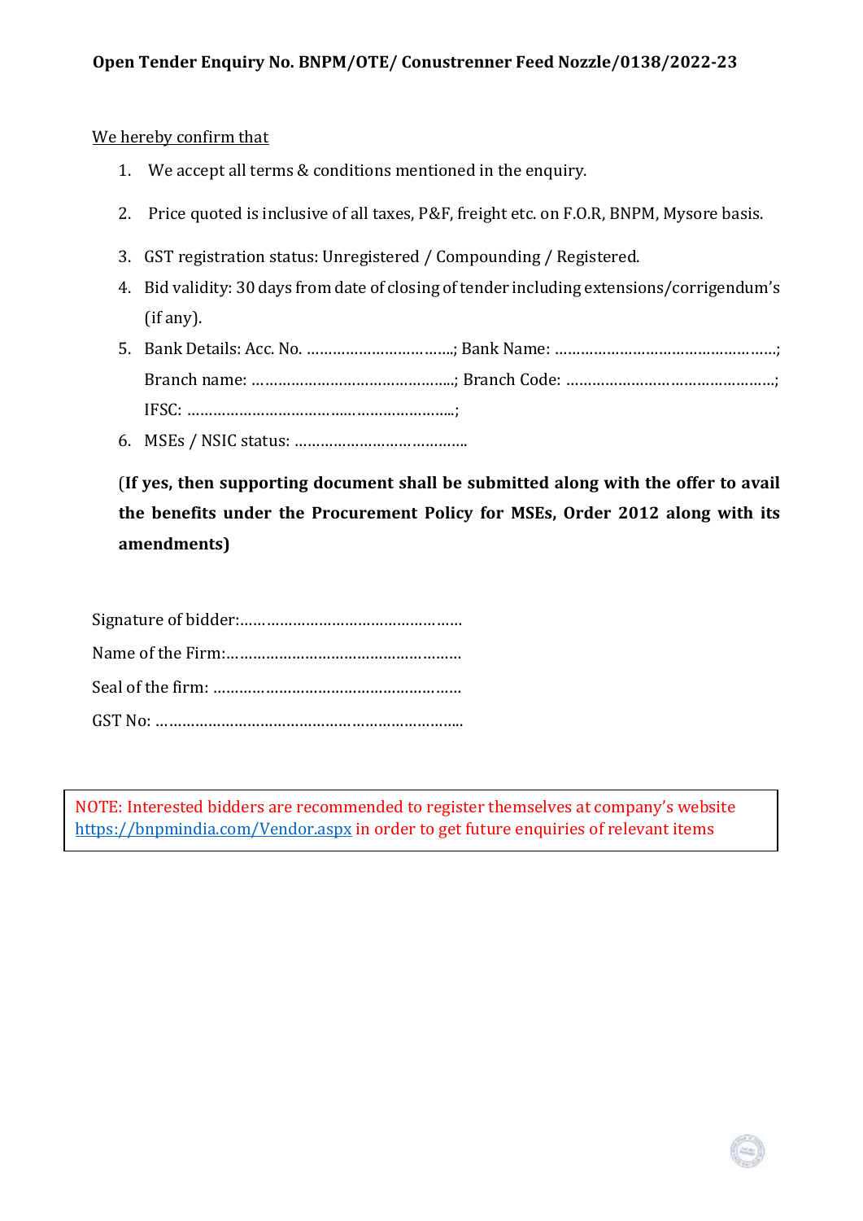**Open Tender Enquiry No. BNPM/OTE/ Conustrenner Feed Nozzle/0138/2022-23**

We hereby confirm that

1. We accept all terms & conditions mentioned in the enquiry.
2. Price quoted is inclusive of all taxes, P&F, freight etc. on F.O.R, BNPM, Mysore basis.
3. GST registration status: Unregistered / Compounding / Registered.
4. Bid validity: 30 days from date of closing of tender including extensions/corrigendum's (if any).
5. Bank Details: Acc. No. ……………………………..; Bank Name: ……………………………………………;
   Branch name: ………………………………………..; Branch Code: …………………………………………;
   IFSC: ………………………………..…………………..;
6. MSEs / NSIC status: …………………………………..

**(If yes, then supporting document shall be submitted along with the offer to avail the benefits under the Procurement Policy for MSEs, Order 2012 along with its amendments)**

Signature of bidder:……………………………………………

Name of the Firm:………………………………………………

Seal of the firm: …………………………………………………

GST No: ………………………………………………………………

NOTE: Interested bidders are recommended to register themselves at company's website https://bnpmindia.com/Vendor.aspx in order to get future enquiries of relevant items